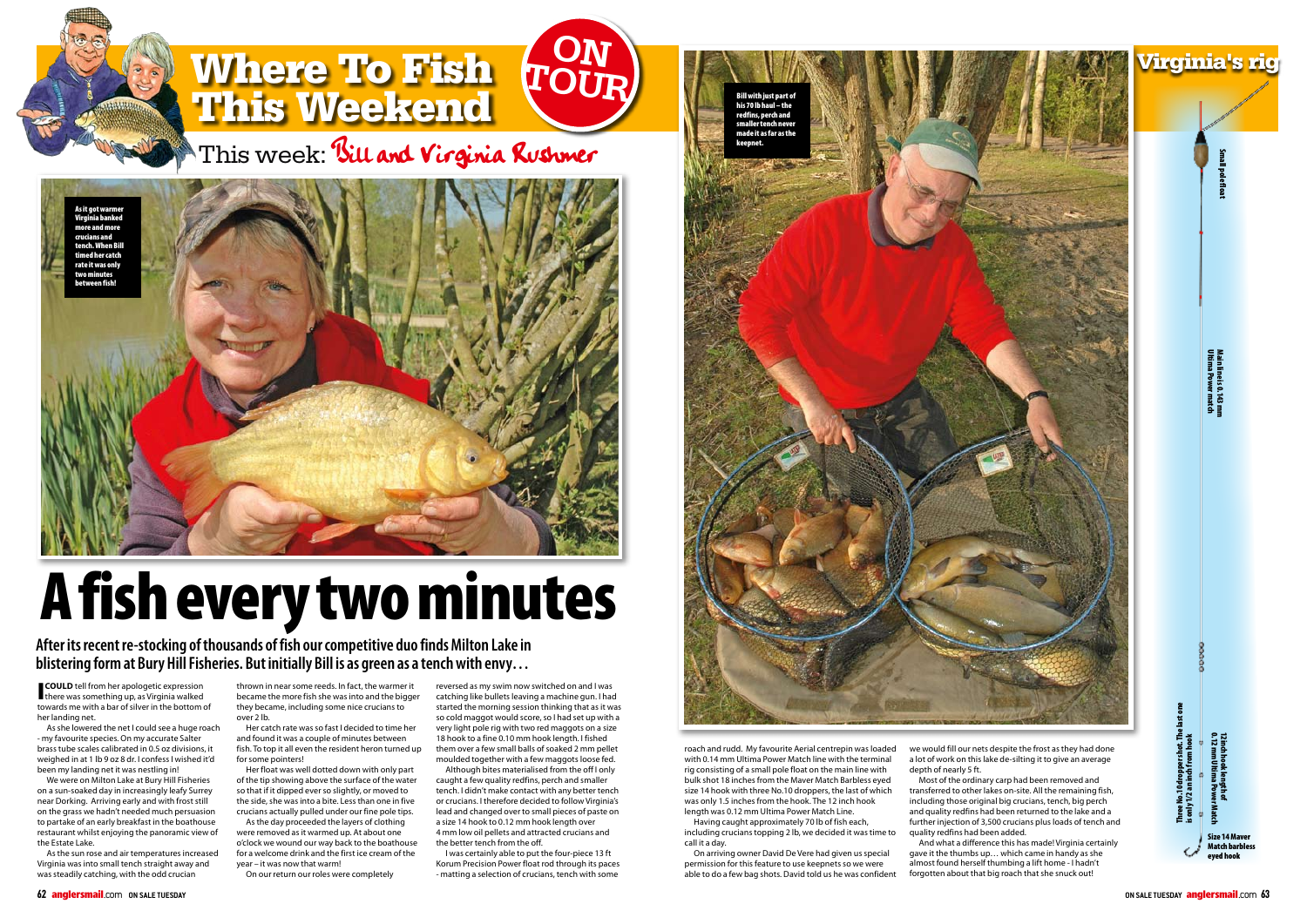# Where To Fish This Weekend

ON TOUR

This week: Bill and Virginia Rushmer

As it got warmer Virginia banked more and more crucians and tench. When Bill timed her catch rate it was only two minutes between fish!

# A fish every two minutes

**After its recent re-stocking of thousands of fish our competitive duo finds Milton Lake in blistering form at Bury Hill Fisheries. But initially Bill is as green as a tench with envy…**

**I COULD** tell from her apologetic expression there was something up, as Virginia walked towards me with a bar of silver in the bottom of her landing net.

As she lowered the net I could see a huge roach - my favourite species. On my accurate Salter brass tube scales calibrated in 0.5 oz divisions, it weighed in at 1 lb 9 oz 8 dr. I confess I wished it'd been my landing net it was nestling in!

We were on Milton Lake at Bury Hill Fisheries on a sun-soaked day in increasingly leafy Surrey near Dorking. Arriving early and with frost still on the grass we hadn't needed much persuasion to partake of an early breakfast in the boathouse restaurant whilst enjoying the panoramic view of the Estate Lake.

As the sun rose and air temperatures increased Virginia was into small tench straight away and was steadily catching, with the odd crucian thrown in near some reeds. In fact, the warmer it became the more fish she was into and the bigger they became, including some nice crucians to over 2 lb.

Her catch rate was so fast I decided to time her and found it was a couple of minutes between fish. To top it all even the resident heron turned up for some pointers!

Her float was well dotted down with only part of the tip showing above the surface of the water so that if it dipped ever so slightly, or moved to the side, she was into a bite. Less than one in five crucians actually pulled under our fine pole tips.

As the day proceeded the layers of clothing were removed as it warmed up. At about one o'clock we wound our way back to the boathouse for a welcome drink and the first ice cream of the year – it was now that warm!

On our return our roles were completely reversed as my swim now switched on and I was catching like bullets leaving a machine gun. I had started the morning session thinking that as it was so cold maggot would score, so I had set up with a very light pole rig with two red maggots on a size 18 hook to a fine 0.10 mm hook length. I fished them over a few small balls of soaked 2 mm pellet moulded together with a few maggots loose fed.

Although bites materialised from the off I only caught a few quality redfins, perch and smaller tench. I didn't make contact with any better tench or crucians. I therefore decided to follow Virginia's lead and changed over to small pieces of paste on a size 14 hook to 0.12 mm hook length over 4 mm low oil pellets and attracted crucians and the better tench from the off.

I was certainly able to put the four-piece 13 ft Korum Precision Power float rod through its paces - matting a selection of crucians, tench with some roach and rudd. My favourite Aerial centrepin was loaded with 0.14 mm Ultima Power Match line with the terminal rig consisting of a small pole float on the main line with bulk shot 18 inches from the Maver Match Barbless eyed size 14 hook with three No.10 droppers, the last of which was only 1.5 inches from the hook. The 12 inch hook length was 0.12 mm Ultima Power Match Line.

Having caught approximately 70 lb of fish each, including crucians topping 2 lb, we decided it was time to call it a day.

On arriving owner David De Vere had given us special permission for this feature to use keepnets so we were able to do a few bag shots. David told us he was confident we would fill our nets despite the frost as they had done a lot of work on this lake de-silting it to give an average depth of nearly 5 ft.

Most of the ordinary carp had been removed and transferred to other lakes on-site. All the remaining fish, including those original big crucians, tench, big perch and quality redfins had been returned to the lake and a further injection of 3,500 crucians plus loads of tench and quality redfins had been added.

And what a difference this has made! Virginia certainly gave it the thumbs up… which came in handy as she almost found herself thumbing a lift home - I hadn't forgotten about that big roach that she snuck out!

Bill with just part of his 70 lb haul – the redfins, perch and smaller tench never made it as far as the keepnet.

## Virginia's rig

- Small pole float
- Main line is 0.143 mm Ultima Power match
- Three No.10 dropper shot. The last one is only 1/2 an inch from hook
- 12 inch hook length of 0.12 mm Ultima Power Match
- Size 14 Maver Match barbless eyed hook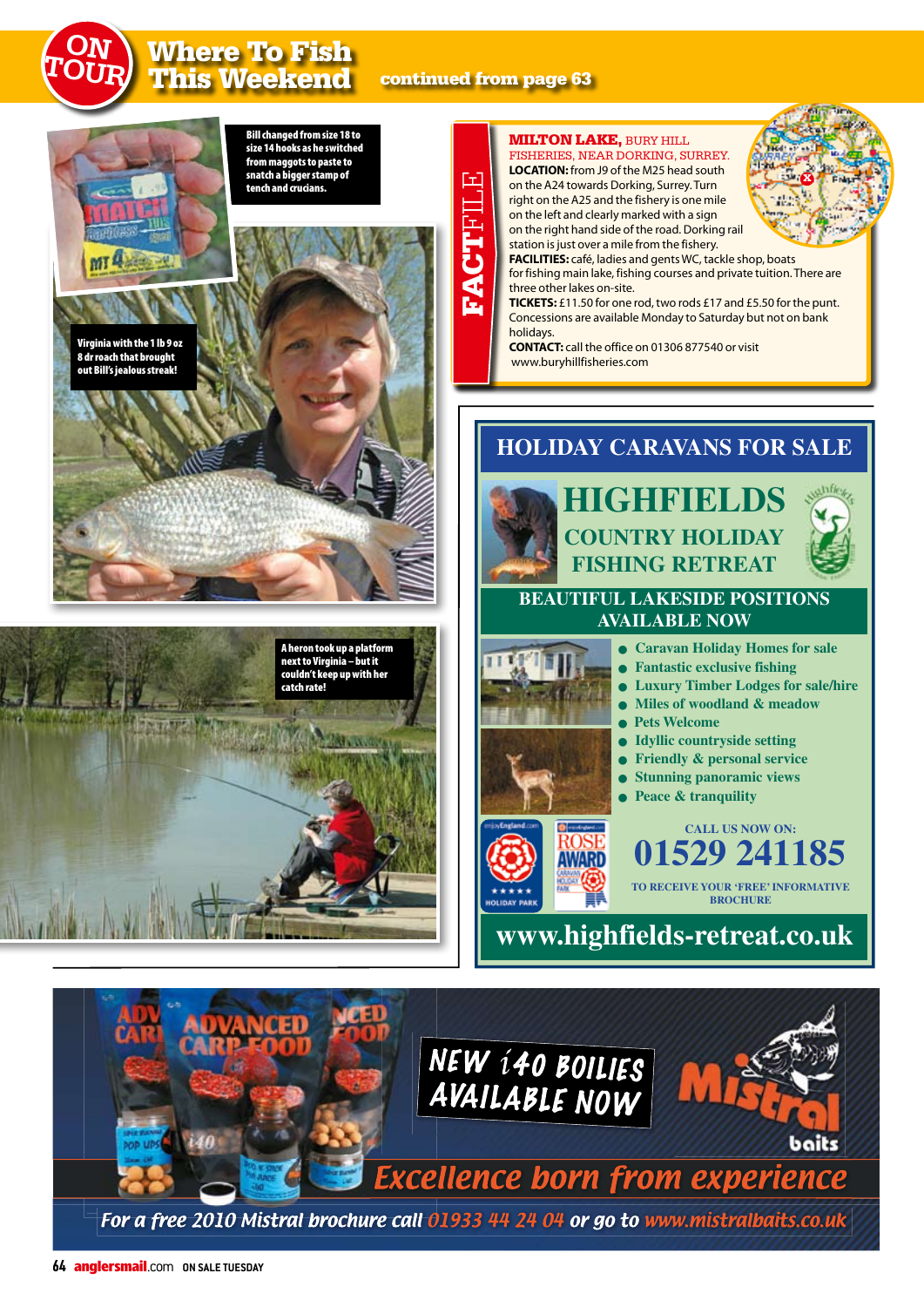# Where To Fish This Weekend

continued from page 63

Bill changed from size 18 to size 14 hooks as he switched from maggots to paste to snatch a bigger stamp of tench and crucians.

Virginia with the 1 lb 9 oz 8 dr roach that brought out Bill's jealous streak!

A heron took up a platform next to Virginia – but it couldn't keep up with her catch rate!

## FACTFILE

**MILTON LAKE,** BURY HILL FISHERIES, NEAR DORKING, SURREY.

**LOCATION:** from J9 of the M25 head south on the A24 towards Dorking, Surrey. Turn right on the A25 and the fishery is one mile on the left and clearly marked with a sign on the right hand side of the road. Dorking rail station is just over a mile from the fishery.

**FACILITIES:** café, ladies and gents WC, tackle shop, boats for fishing main lake, fishing courses and private tuition. There are three other lakes on-site.

**TICKETS:** £11.50 for one rod, two rods £17 and £5.50 for the punt. Concessions are available Monday to Saturday but not on bank holidays.

**CONTACT:** call the office on 01306 877540 or visit www.buryhillfisheries.com

---

## HOLIDAY CARAVANS FOR SALE

### HIGHFIELDS COUNTRY HOLIDAY FISHING RETREAT

BEAUTIFUL LAKESIDE POSITIONS AVAILABLE NOW

- Caravan Holiday Homes for sale
- Fantastic exclusive fishing
- Luxury Timber Lodges for sale/hire
- Miles of woodland & meadow
- Pets Welcome
- Idyllic countryside setting
- Friendly & personal service
- Stunning panoramic views
- Peace & tranquility

CALL US NOW ON:
**01529 241185**
TO RECEIVE YOUR 'FREE' INFORMATIVE BROCHURE

www.highfields-retreat.co.uk

---

NEW i40 BOILIES AVAILABLE NOW

Mistral baits

*Excellence born from experience*

*For a free 2010 Mistral brochure call 01933 44 24 04 or go to www.mistralbaits.co.uk*